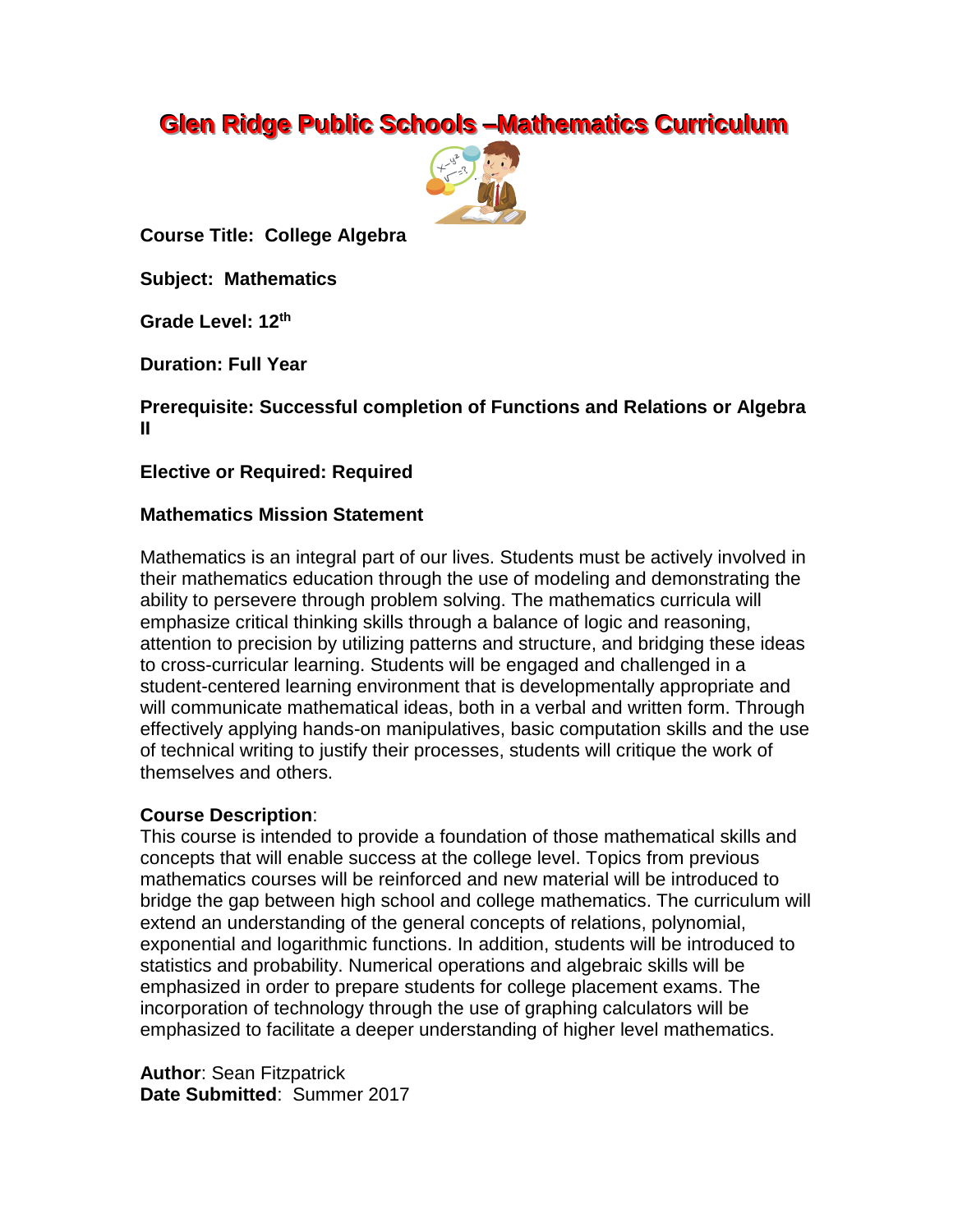# Glen Ridge Public Schools –Mathematics Curriculum

**Course Title: College Algebra**

**Subject: Mathematics**

**Grade Level: 12th**

**Duration: Full Year**

**Prerequisite: Successful completion of Functions and Relations or Algebra II**

**Elective or Required: Required**

**Mathematics Mission Statement**

Mathematics is an integral part of our lives. Students must be actively involved in their mathematics education through the use of modeling and demonstrating the ability to persevere through problem solving. The mathematics curricula will emphasize critical thinking skills through a balance of logic and reasoning, attention to precision by utilizing patterns and structure, and bridging these ideas to cross-curricular learning. Students will be engaged and challenged in a student-centered learning environment that is developmentally appropriate and will communicate mathematical ideas, both in a verbal and written form. Through effectively applying hands-on manipulatives, basic computation skills and the use of technical writing to justify their processes, students will critique the work of themselves and others.

**Course Description**:
This course is intended to provide a foundation of those mathematical skills and concepts that will enable success at the college level. Topics from previous mathematics courses will be reinforced and new material will be introduced to bridge the gap between high school and college mathematics. The curriculum will extend an understanding of the general concepts of relations, polynomial, exponential and logarithmic functions. In addition, students will be introduced to statistics and probability. Numerical operations and algebraic skills will be emphasized in order to prepare students for college placement exams. The incorporation of technology through the use of graphing calculators will be emphasized to facilitate a deeper understanding of higher level mathematics.

**Author**: Sean Fitzpatrick
**Date Submitted**: Summer 2017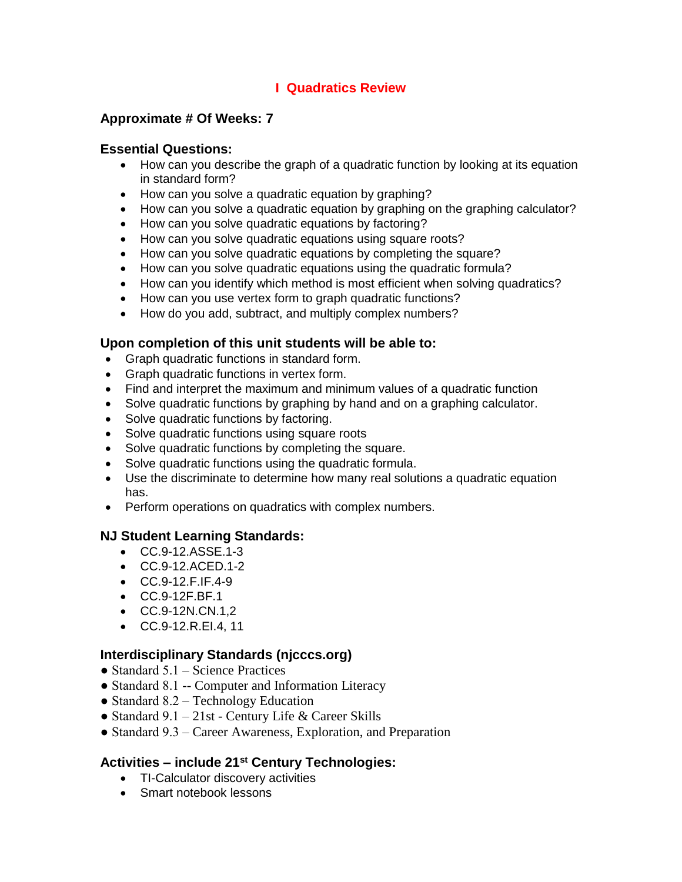# I Quadratics Review

### Approximate # Of Weeks: 7

### Essential Questions:

- How can you describe the graph of a quadratic function by looking at its equation in standard form?
- How can you solve a quadratic equation by graphing?
- How can you solve a quadratic equation by graphing on the graphing calculator?
- How can you solve quadratic equations by factoring?
- How can you solve quadratic equations using square roots?
- How can you solve quadratic equations by completing the square?
- How can you solve quadratic equations using the quadratic formula?
- How can you identify which method is most efficient when solving quadratics?
- How can you use vertex form to graph quadratic functions?
- How do you add, subtract, and multiply complex numbers?

### Upon completion of this unit students will be able to:

- Graph quadratic functions in standard form.
- Graph quadratic functions in vertex form.
- Find and interpret the maximum and minimum values of a quadratic function
- Solve quadratic functions by graphing by hand and on a graphing calculator.
- Solve quadratic functions by factoring.
- Solve quadratic functions using square roots
- Solve quadratic functions by completing the square.
- Solve quadratic functions using the quadratic formula.
- Use the discriminate to determine how many real solutions a quadratic equation has.
- Perform operations on quadratics with complex numbers.

### NJ Student Learning Standards:

- CC.9-12.ASSE.1-3
- CC.9-12.ACED.1-2
- CC.9-12.F.IF.4-9
- CC.9-12F.BF.1
- CC.9-12N.CN.1,2
- CC.9-12.R.EI.4, 11

### Interdisciplinary Standards (njcccs.org)

- Standard 5.1 – Science Practices
- Standard 8.1 -- Computer and Information Literacy
- Standard 8.2 – Technology Education
- Standard 9.1 – 21st - Century Life & Career Skills
- Standard 9.3 – Career Awareness, Exploration, and Preparation

### Activities – include 21st Century Technologies:

- TI-Calculator discovery activities
- Smart notebook lessons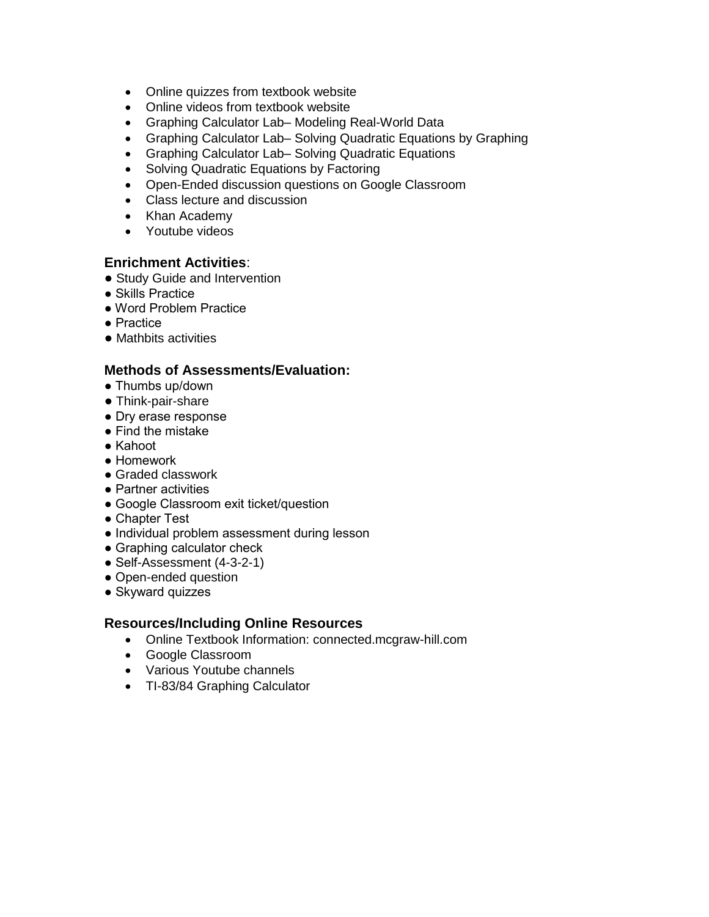- Online quizzes from textbook website
- Online videos from textbook website
- Graphing Calculator Lab– Modeling Real-World Data
- Graphing Calculator Lab– Solving Quadratic Equations by Graphing
- Graphing Calculator Lab– Solving Quadratic Equations
- Solving Quadratic Equations by Factoring
- Open-Ended discussion questions on Google Classroom
- Class lecture and discussion
- Khan Academy
- Youtube videos

### Enrichment Activities:

- Study Guide and Intervention
- Skills Practice
- Word Problem Practice
- Practice
- Mathbits activities

### Methods of Assessments/Evaluation:

- Thumbs up/down
- Think-pair-share
- Dry erase response
- Find the mistake
- Kahoot
- Homework
- Graded classwork
- Partner activities
- Google Classroom exit ticket/question
- Chapter Test
- Individual problem assessment during lesson
- Graphing calculator check
- Self-Assessment (4-3-2-1)
- Open-ended question
- Skyward quizzes

### Resources/Including Online Resources

- Online Textbook Information: connected.mcgraw-hill.com
- Google Classroom
- Various Youtube channels
- TI-83/84 Graphing Calculator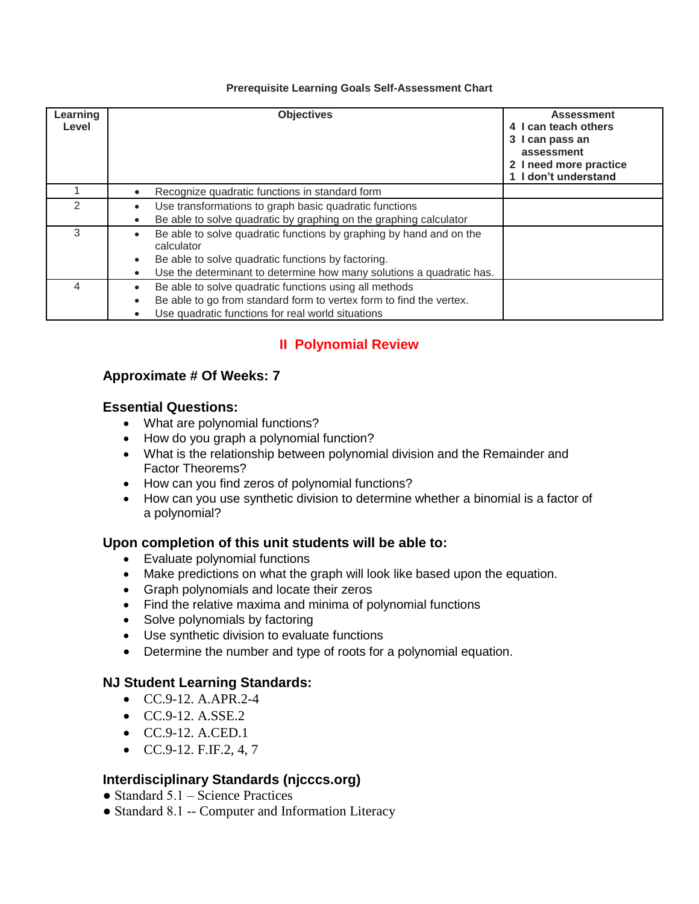**Prerequisite Learning Goals Self-Assessment Chart**

| Learning Level | Objectives | Assessment<br>4 I can teach others<br>3 I can pass an assessment<br>2 I need more practice<br>1 I don't understand |
|---|---|---|
| 1 | • Recognize quadratic functions in standard form | |
| 2 | • Use transformations to graph basic quadratic functions<br>• Be able to solve quadratic by graphing on the graphing calculator | |
| 3 | • Be able to solve quadratic functions by graphing by hand and on the calculator<br>• Be able to solve quadratic functions by factoring.<br>• Use the determinant to determine how many solutions a quadratic has. | |
| 4 | • Be able to solve quadratic functions using all methods<br>• Be able to go from standard form to vertex form to find the vertex.<br>• Use quadratic functions for real world situations | |

## II Polynomial Review

### Approximate # Of Weeks: 7

### Essential Questions:

- What are polynomial functions?
- How do you graph a polynomial function?
- What is the relationship between polynomial division and the Remainder and Factor Theorems?
- How can you find zeros of polynomial functions?
- How can you use synthetic division to determine whether a binomial is a factor of a polynomial?

### Upon completion of this unit students will be able to:

- Evaluate polynomial functions
- Make predictions on what the graph will look like based upon the equation.
- Graph polynomials and locate their zeros
- Find the relative maxima and minima of polynomial functions
- Solve polynomials by factoring
- Use synthetic division to evaluate functions
- Determine the number and type of roots for a polynomial equation.

### NJ Student Learning Standards:

- CC.9-12. A.APR.2-4
- CC.9-12. A.SSE.2
- CC.9-12. A.CED.1
- CC.9-12. F.IF.2, 4, 7

### Interdisciplinary Standards (njcccs.org)

- Standard 5.1 – Science Practices
- Standard 8.1 -- Computer and Information Literacy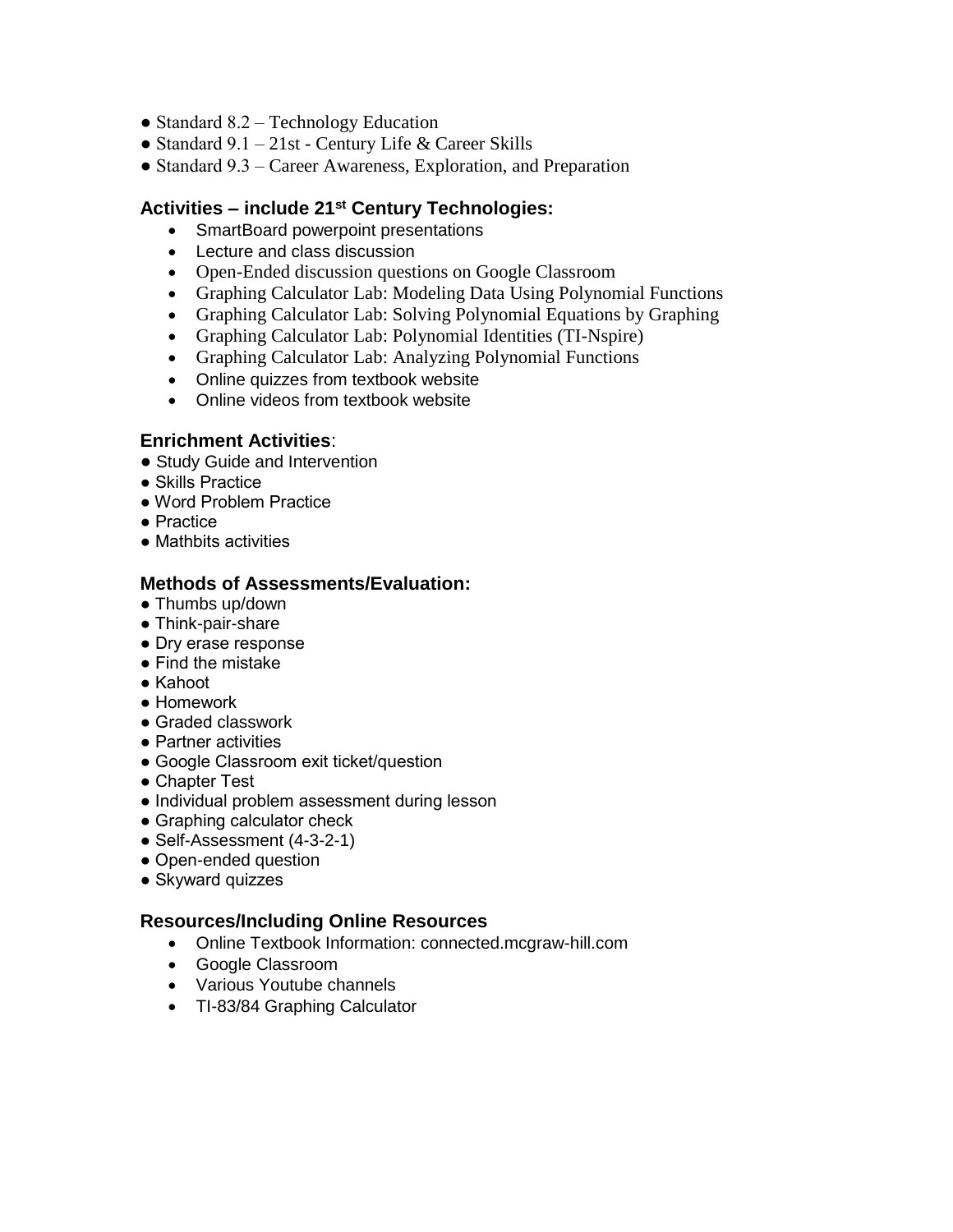- Standard 8.2 – Technology Education
- Standard 9.1 – 21st - Century Life & Career Skills
- Standard 9.3 – Career Awareness, Exploration, and Preparation

### Activities – include 21st Century Technologies:

- SmartBoard powerpoint presentations
- Lecture and class discussion
- Open-Ended discussion questions on Google Classroom
- Graphing Calculator Lab: Modeling Data Using Polynomial Functions
- Graphing Calculator Lab: Solving Polynomial Equations by Graphing
- Graphing Calculator Lab: Polynomial Identities (TI-Nspire)
- Graphing Calculator Lab: Analyzing Polynomial Functions
- Online quizzes from textbook website
- Online videos from textbook website

### Enrichment Activities:

- Study Guide and Intervention
- Skills Practice
- Word Problem Practice
- Practice
- Mathbits activities

### Methods of Assessments/Evaluation:

- Thumbs up/down
- Think-pair-share
- Dry erase response
- Find the mistake
- Kahoot
- Homework
- Graded classwork
- Partner activities
- Google Classroom exit ticket/question
- Chapter Test
- Individual problem assessment during lesson
- Graphing calculator check
- Self-Assessment (4-3-2-1)
- Open-ended question
- Skyward quizzes

### Resources/Including Online Resources

- Online Textbook Information: connected.mcgraw-hill.com
- Google Classroom
- Various Youtube channels
- TI-83/84 Graphing Calculator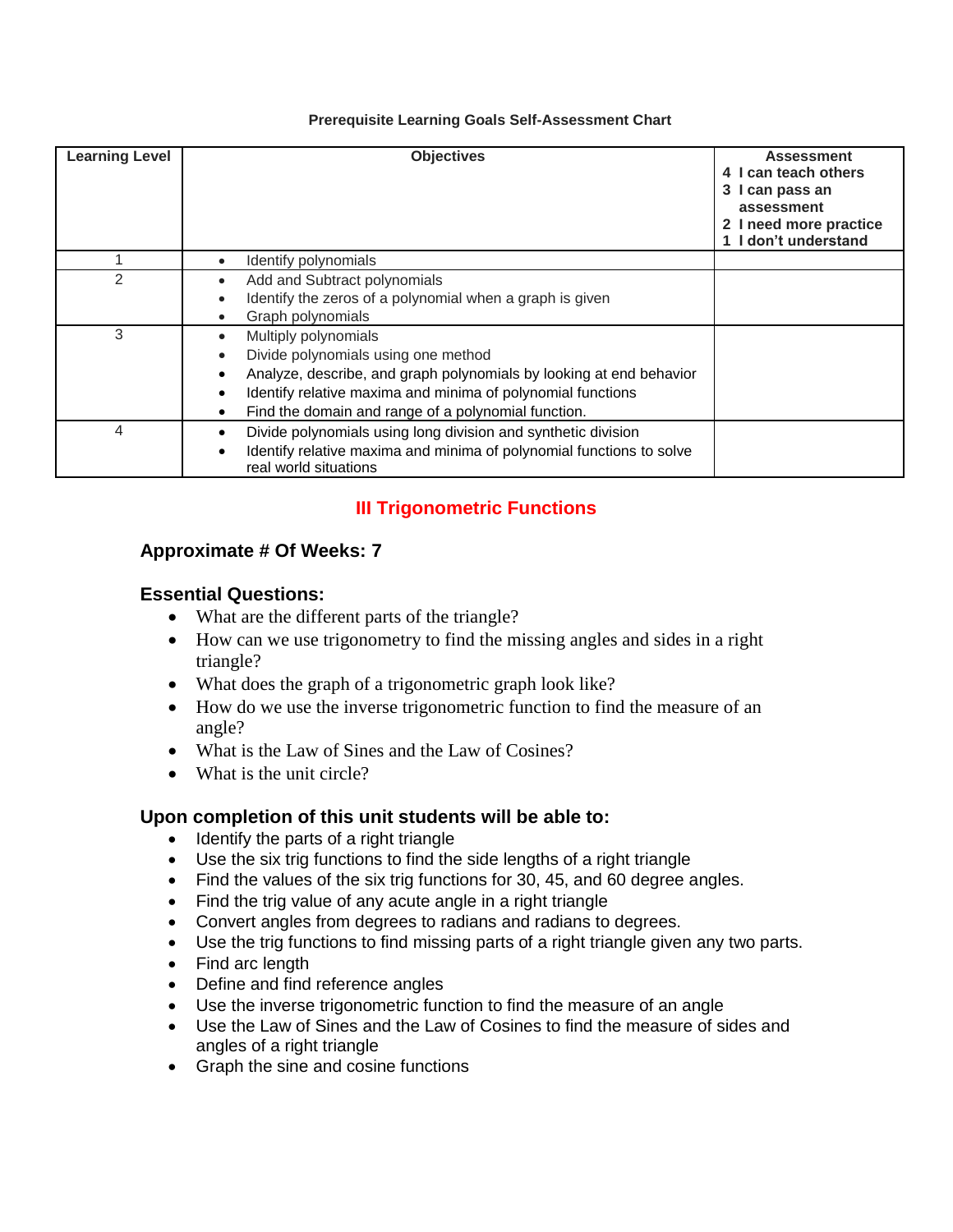**Prerequisite Learning Goals Self-Assessment Chart**

| Learning Level | Objectives | Assessment<br>4 I can teach others<br>3 I can pass an assessment<br>2 I need more practice<br>1 I don't understand |
|---|---|---|
| 1 | • Identify polynomials | |
| 2 | • Add and Subtract polynomials<br>• Identify the zeros of a polynomial when a graph is given<br>• Graph polynomials | |
| 3 | • Multiply polynomials<br>• Divide polynomials using one method<br>• Analyze, describe, and graph polynomials by looking at end behavior<br>• Identify relative maxima and minima of polynomial functions<br>• Find the domain and range of a polynomial function. | |
| 4 | • Divide polynomials using long division and synthetic division<br>• Identify relative maxima and minima of polynomial functions to solve real world situations | |

## III Trigonometric Functions

### Approximate # Of Weeks: 7

### Essential Questions:

- What are the different parts of the triangle?
- How can we use trigonometry to find the missing angles and sides in a right triangle?
- What does the graph of a trigonometric graph look like?
- How do we use the inverse trigonometric function to find the measure of an angle?
- What is the Law of Sines and the Law of Cosines?
- What is the unit circle?

### Upon completion of this unit students will be able to:

- Identify the parts of a right triangle
- Use the six trig functions to find the side lengths of a right triangle
- Find the values of the six trig functions for 30, 45, and 60 degree angles.
- Find the trig value of any acute angle in a right triangle
- Convert angles from degrees to radians and radians to degrees.
- Use the trig functions to find missing parts of a right triangle given any two parts.
- Find arc length
- Define and find reference angles
- Use the inverse trigonometric function to find the measure of an angle
- Use the Law of Sines and the Law of Cosines to find the measure of sides and angles of a right triangle
- Graph the sine and cosine functions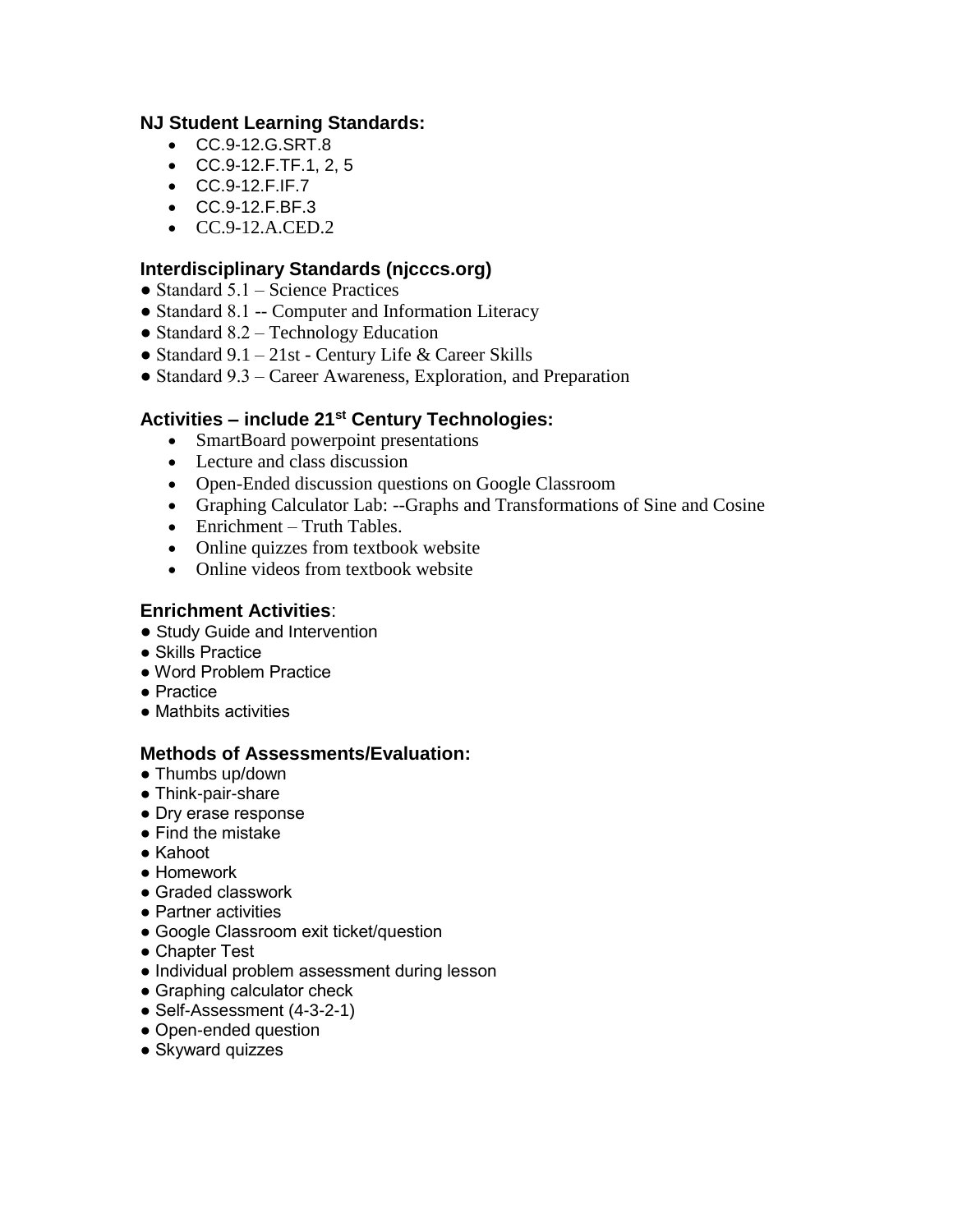### NJ Student Learning Standards:

- CC.9-12.G.SRT.8
- CC.9-12.F.TF.1, 2, 5
- CC.9-12.F.IF.7
- CC.9-12.F.BF.3
- CC.9-12.A.CED.2

### Interdisciplinary Standards (njcccs.org)

- Standard 5.1 – Science Practices
- Standard 8.1 -- Computer and Information Literacy
- Standard 8.2 – Technology Education
- Standard 9.1 – 21st - Century Life & Career Skills
- Standard 9.3 – Career Awareness, Exploration, and Preparation

### Activities – include 21st Century Technologies:

- SmartBoard powerpoint presentations
- Lecture and class discussion
- Open-Ended discussion questions on Google Classroom
- Graphing Calculator Lab: --Graphs and Transformations of Sine and Cosine
- Enrichment – Truth Tables.
- Online quizzes from textbook website
- Online videos from textbook website

### Enrichment Activities:

- Study Guide and Intervention
- Skills Practice
- Word Problem Practice
- Practice
- Mathbits activities

### Methods of Assessments/Evaluation:

- Thumbs up/down
- Think-pair-share
- Dry erase response
- Find the mistake
- Kahoot
- Homework
- Graded classwork
- Partner activities
- Google Classroom exit ticket/question
- Chapter Test
- Individual problem assessment during lesson
- Graphing calculator check
- Self-Assessment (4-3-2-1)
- Open-ended question
- Skyward quizzes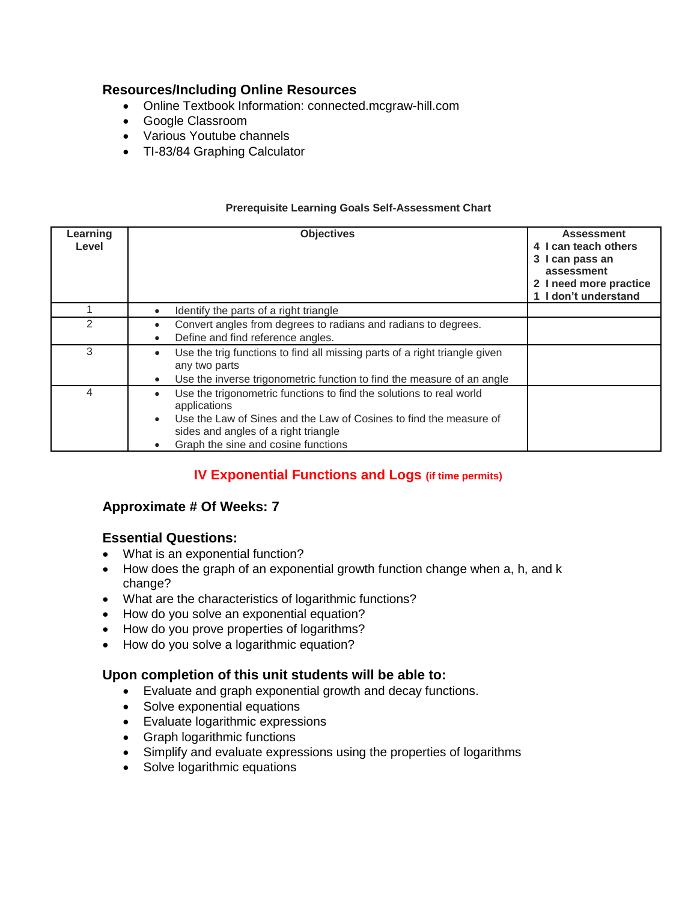### Resources/Including Online Resources

- Online Textbook Information: connected.mcgraw-hill.com
- Google Classroom
- Various Youtube channels
- TI-83/84 Graphing Calculator

**Prerequisite Learning Goals Self-Assessment Chart**

| Learning Level | Objectives | Assessment<br>4 I can teach others<br>3 I can pass an assessment<br>2 I need more practice<br>1 I don't understand |
|---|---|---|
| 1 | • Identify the parts of a right triangle | |
| 2 | • Convert angles from degrees to radians and radians to degrees.<br>• Define and find reference angles. | |
| 3 | • Use the trig functions to find all missing parts of a right triangle given any two parts<br>• Use the inverse trigonometric function to find the measure of an angle | |
| 4 | • Use the trigonometric functions to find the solutions to real world applications<br>• Use the Law of Sines and the Law of Cosines to find the measure of sides and angles of a right triangle<br>• Graph the sine and cosine functions | |

## IV Exponential Functions and Logs (if time permits)

### Approximate # Of Weeks: 7

### Essential Questions:

- What is an exponential function?
- How does the graph of an exponential growth function change when a, h, and k change?
- What are the characteristics of logarithmic functions?
- How do you solve an exponential equation?
- How do you prove properties of logarithms?
- How do you solve a logarithmic equation?

### Upon completion of this unit students will be able to:

- Evaluate and graph exponential growth and decay functions.
- Solve exponential equations
- Evaluate logarithmic expressions
- Graph logarithmic functions
- Simplify and evaluate expressions using the properties of logarithms
- Solve logarithmic equations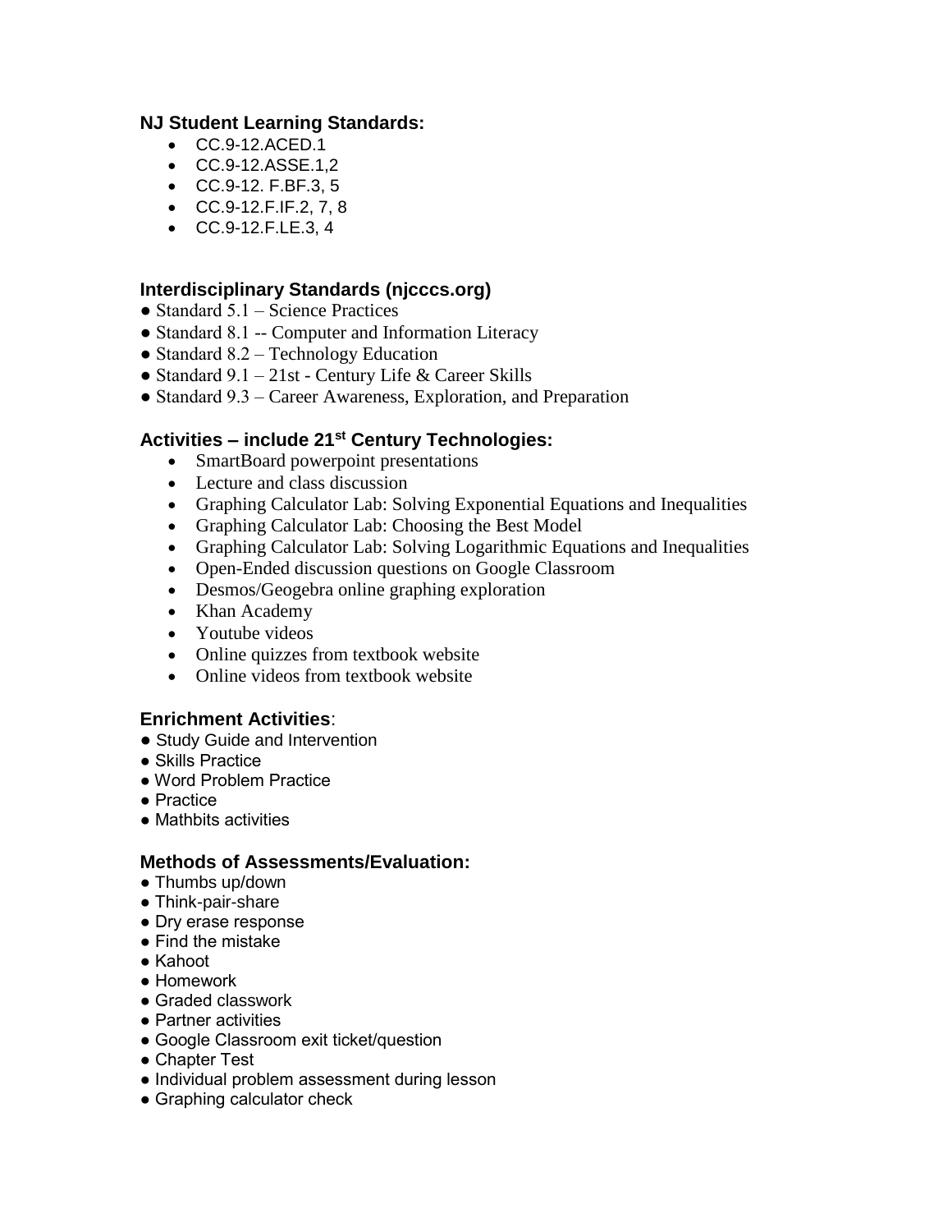### NJ Student Learning Standards:

- CC.9-12.ACED.1
- CC.9-12.ASSE.1,2
- CC.9-12. F.BF.3, 5
- CC.9-12.F.IF.2, 7, 8
- CC.9-12.F.LE.3, 4

### Interdisciplinary Standards (njcccs.org)

- Standard 5.1 – Science Practices
- Standard 8.1 -- Computer and Information Literacy
- Standard 8.2 – Technology Education
- Standard 9.1 – 21st - Century Life & Career Skills
- Standard 9.3 – Career Awareness, Exploration, and Preparation

### Activities – include 21st Century Technologies:

- SmartBoard powerpoint presentations
- Lecture and class discussion
- Graphing Calculator Lab: Solving Exponential Equations and Inequalities
- Graphing Calculator Lab: Choosing the Best Model
- Graphing Calculator Lab: Solving Logarithmic Equations and Inequalities
- Open-Ended discussion questions on Google Classroom
- Desmos/Geogebra online graphing exploration
- Khan Academy
- Youtube videos
- Online quizzes from textbook website
- Online videos from textbook website

### Enrichment Activities:

- Study Guide and Intervention
- Skills Practice
- Word Problem Practice
- Practice
- Mathbits activities

### Methods of Assessments/Evaluation:

- Thumbs up/down
- Think-pair-share
- Dry erase response
- Find the mistake
- Kahoot
- Homework
- Graded classwork
- Partner activities
- Google Classroom exit ticket/question
- Chapter Test
- Individual problem assessment during lesson
- Graphing calculator check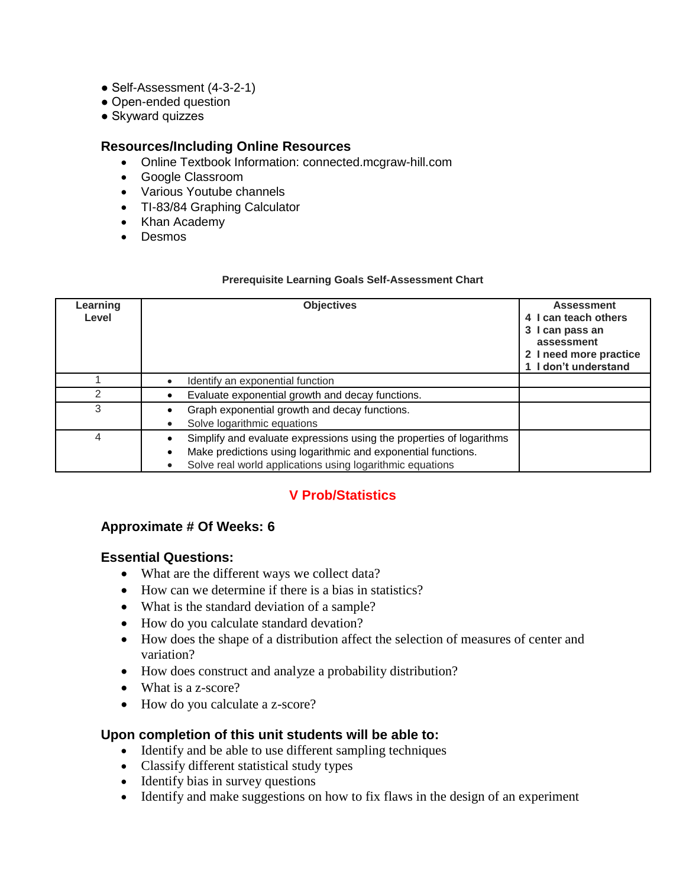- Self-Assessment (4-3-2-1)
- Open-ended question
- Skyward quizzes

### Resources/Including Online Resources

- Online Textbook Information: connected.mcgraw-hill.com
- Google Classroom
- Various Youtube channels
- TI-83/84 Graphing Calculator
- Khan Academy
- Desmos

**Prerequisite Learning Goals Self-Assessment Chart**

| Learning Level | Objectives | Assessment<br>4 I can teach others<br>3 I can pass an assessment<br>2 I need more practice<br>1 I don't understand |
|---|---|---|
| 1 | • Identify an exponential function | |
| 2 | • Evaluate exponential growth and decay functions. | |
| 3 | • Graph exponential growth and decay functions.<br>• Solve logarithmic equations | |
| 4 | • Simplify and evaluate expressions using the properties of logarithms<br>• Make predictions using logarithmic and exponential functions.<br>• Solve real world applications using logarithmic equations | |

## V Prob/Statistics

### Approximate # Of Weeks: 6

### Essential Questions:

- What are the different ways we collect data?
- How can we determine if there is a bias in statistics?
- What is the standard deviation of a sample?
- How do you calculate standard devation?
- How does the shape of a distribution affect the selection of measures of center and variation?
- How does construct and analyze a probability distribution?
- What is a z-score?
- How do you calculate a z-score?

### Upon completion of this unit students will be able to:

- Identify and be able to use different sampling techniques
- Classify different statistical study types
- Identify bias in survey questions
- Identify and make suggestions on how to fix flaws in the design of an experiment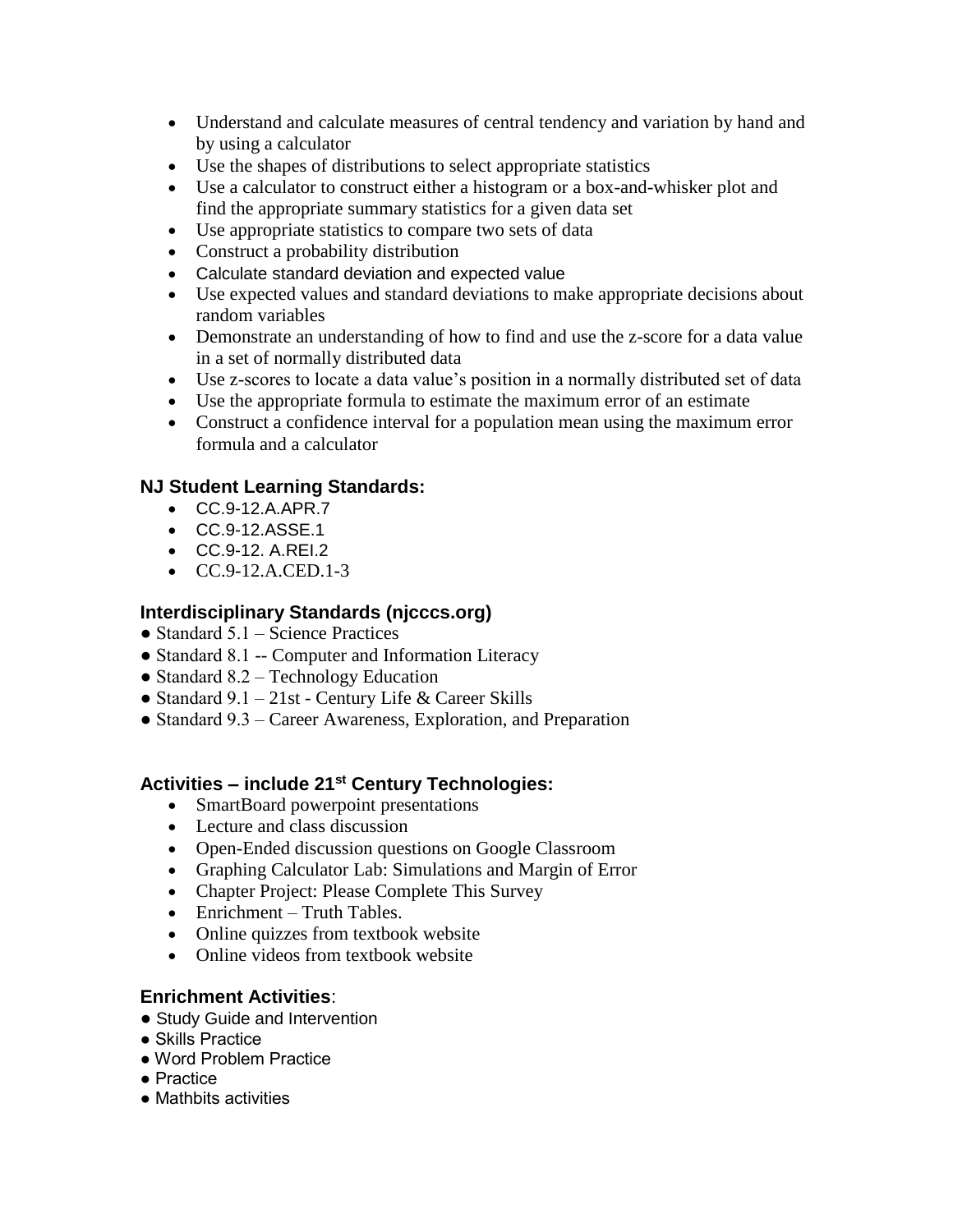- Understand and calculate measures of central tendency and variation by hand and by using a calculator
- Use the shapes of distributions to select appropriate statistics
- Use a calculator to construct either a histogram or a box-and-whisker plot and find the appropriate summary statistics for a given data set
- Use appropriate statistics to compare two sets of data
- Construct a probability distribution
- Calculate standard deviation and expected value
- Use expected values and standard deviations to make appropriate decisions about random variables
- Demonstrate an understanding of how to find and use the z-score for a data value in a set of normally distributed data
- Use z-scores to locate a data value's position in a normally distributed set of data
- Use the appropriate formula to estimate the maximum error of an estimate
- Construct a confidence interval for a population mean using the maximum error formula and a calculator

### NJ Student Learning Standards:

- CC.9-12.A.APR.7
- CC.9-12.ASSE.1
- CC.9-12. A.REI.2
- CC.9-12.A.CED.1-3

### Interdisciplinary Standards (njcccs.org)

- Standard 5.1 – Science Practices
- Standard 8.1 -- Computer and Information Literacy
- Standard 8.2 – Technology Education
- Standard 9.1 – 21st - Century Life & Career Skills
- Standard 9.3 – Career Awareness, Exploration, and Preparation

### Activities – include 21st Century Technologies:

- SmartBoard powerpoint presentations
- Lecture and class discussion
- Open-Ended discussion questions on Google Classroom
- Graphing Calculator Lab: Simulations and Margin of Error
- Chapter Project: Please Complete This Survey
- Enrichment – Truth Tables.
- Online quizzes from textbook website
- Online videos from textbook website

### Enrichment Activities:

- Study Guide and Intervention
- Skills Practice
- Word Problem Practice
- Practice
- Mathbits activities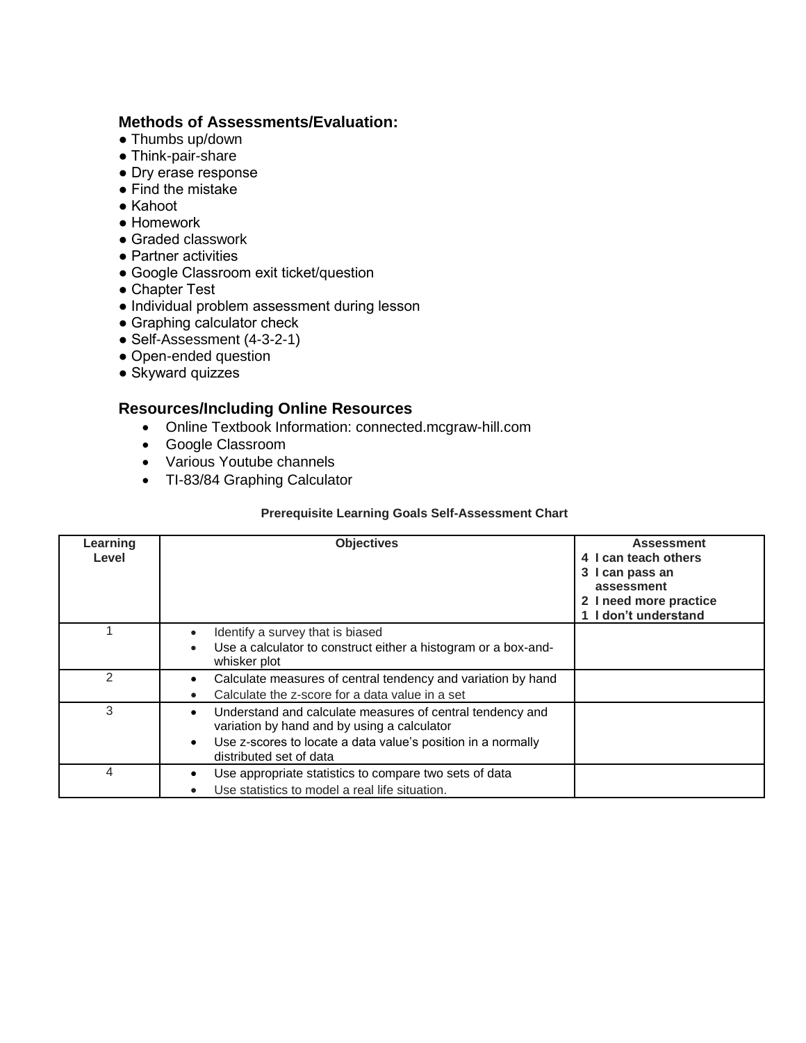### Methods of Assessments/Evaluation:

- Thumbs up/down
- Think-pair-share
- Dry erase response
- Find the mistake
- Kahoot
- Homework
- Graded classwork
- Partner activities
- Google Classroom exit ticket/question
- Chapter Test
- Individual problem assessment during lesson
- Graphing calculator check
- Self-Assessment (4-3-2-1)
- Open-ended question
- Skyward quizzes

### Resources/Including Online Resources

- Online Textbook Information: connected.mcgraw-hill.com
- Google Classroom
- Various Youtube channels
- TI-83/84 Graphing Calculator

**Prerequisite Learning Goals Self-Assessment Chart**

| Learning Level | Objectives | Assessment<br>**4 I can teach others**<br>**3 I can pass an assessment**<br>**2 I need more practice**<br>**1 I don't understand** |
|---|---|---|
| 1 | • Identify a survey that is biased<br>• Use a calculator to construct either a histogram or a box-and-whisker plot | |
| 2 | • Calculate measures of central tendency and variation by hand<br>• Calculate the z-score for a data value in a set | |
| 3 | • Understand and calculate measures of central tendency and variation by hand and by using a calculator<br>• Use z-scores to locate a data value's position in a normally distributed set of data | |
| 4 | • Use appropriate statistics to compare two sets of data<br>• Use statistics to model a real life situation. | |